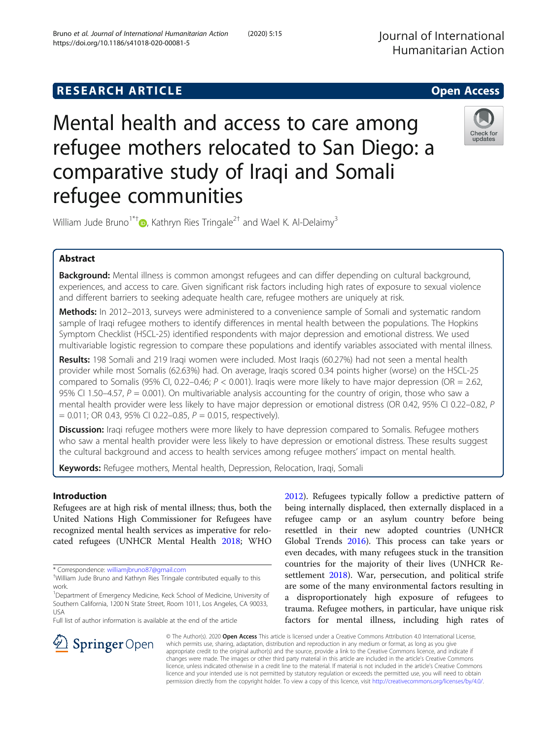**RESEARCH ARTICLE** **Open Access**

# Mental health and access to care among refugee mothers relocated to San Diego: a comparative study of Iraqi and Somali refugee communities

William Jude Bruno[1*†], Kathryn Ries Tringale[2†] and Wael K. Al-Delaimy[3]

## Abstract

**Background:** Mental illness is common amongst refugees and can differ depending on cultural background, experiences, and access to care. Given significant risk factors including high rates of exposure to sexual violence and different barriers to seeking adequate health care, refugee mothers are uniquely at risk.

**Methods:** In 2012–2013, surveys were administered to a convenience sample of Somali and systematic random sample of Iraqi refugee mothers to identify differences in mental health between the populations. The Hopkins Symptom Checklist (HSCL-25) identified respondents with major depression and emotional distress. We used multivariable logistic regression to compare these populations and identify variables associated with mental illness.

**Results:** 198 Somali and 219 Iraqi women were included. Most Iraqis (60.27%) had not seen a mental health provider while most Somalis (62.63%) had. On average, Iraqis scored 0.34 points higher (worse) on the HSCL-25 compared to Somalis (95% CI, 0.22–0.46; $P < 0.001$). Iraqis were more likely to have major depression (OR = 2.62, 95% CI 1.50–4.57, $P = 0.001$). On multivariable analysis accounting for the country of origin, those who saw a mental health provider were less likely to have major depression or emotional distress (OR 0.42, 95% CI 0.22–0.82, $P = 0.011$; OR 0.43, 95% CI 0.22–0.85, $P = 0.015$, respectively).

**Discussion:** Iraqi refugee mothers were more likely to have depression compared to Somalis. Refugee mothers who saw a mental health provider were less likely to have depression or emotional distress. These results suggest the cultural background and access to health services among refugee mothers' impact on mental health.

**Keywords:** Refugee mothers, Mental health, Depression, Relocation, Iraqi, Somali

## Introduction

Refugees are at high risk of mental illness; thus, both the United Nations High Commissioner for Refugees have recognized mental health services as imperative for relocated refugees (UNHCR Mental Health 2018; WHO 2012). Refugees typically follow a predictive pattern of being internally displaced, then externally displaced in a refugee camp or an asylum country before being resettled in their new adopted countries (UNHCR Global Trends 2016). This process can take years or even decades, with many refugees stuck in the transition countries for the majority of their lives (UNHCR Resettlement 2018). War, persecution, and political strife are some of the many environmental factors resulting in a disproportionately high exposure of refugees to trauma. Refugee mothers, in particular, have unique risk factors for mental illness, including high rates of

\* Correspondence: williamjbruno87@gmail.com

†William Jude Bruno and Kathryn Ries Tringale contributed equally to this work.

[1]Department of Emergency Medicine, Keck School of Medicine, University of Southern California, 1200 N State Street, Room 1011, Los Angeles, CA 90033, USA

Full list of author information is available at the end of the article

© The Author(s). 2020 **Open Access** This article is licensed under a Creative Commons Attribution 4.0 International License, which permits use, sharing, adaptation, distribution and reproduction in any medium or format, as long as you give appropriate credit to the original author(s) and the source, provide a link to the Creative Commons licence, and indicate if changes were made. The images or other third party material in this article are included in the article's Creative Commons licence, unless indicated otherwise in a credit line to the material. If material is not included in the article's Creative Commons licence and your intended use is not permitted by statutory regulation or exceeds the permitted use, you will need to obtain permission directly from the copyright holder. To view a copy of this licence, visit http://creativecommons.org/licenses/by/4.0/.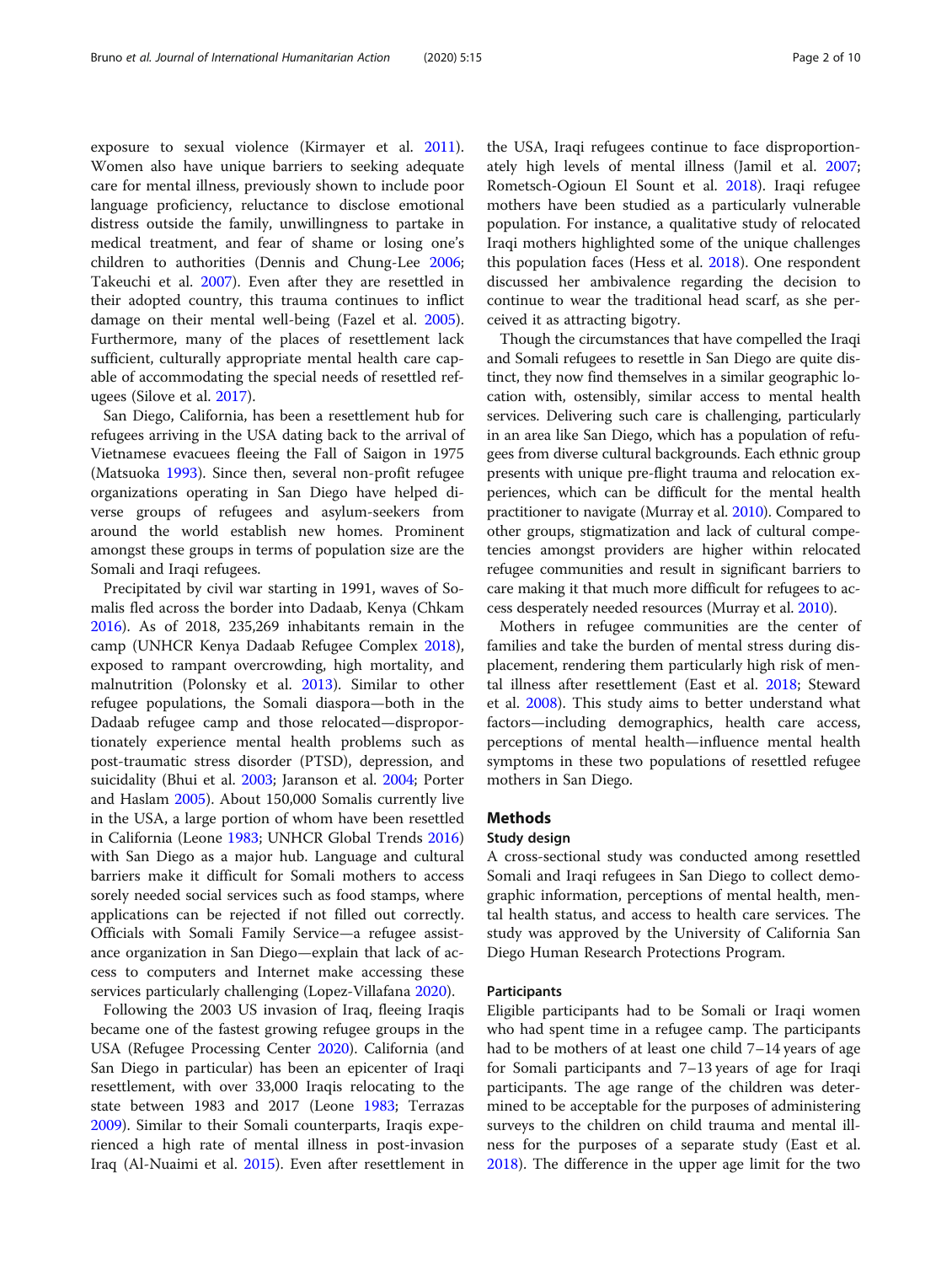exposure to sexual violence (Kirmayer et al. 2011). Women also have unique barriers to seeking adequate care for mental illness, previously shown to include poor language proficiency, reluctance to disclose emotional distress outside the family, unwillingness to partake in medical treatment, and fear of shame or losing one's children to authorities (Dennis and Chung-Lee 2006; Takeuchi et al. 2007). Even after they are resettled in their adopted country, this trauma continues to inflict damage on their mental well-being (Fazel et al. 2005). Furthermore, many of the places of resettlement lack sufficient, culturally appropriate mental health care capable of accommodating the special needs of resettled refugees (Silove et al. 2017).

San Diego, California, has been a resettlement hub for refugees arriving in the USA dating back to the arrival of Vietnamese evacuees fleeing the Fall of Saigon in 1975 (Matsuoka 1993). Since then, several non-profit refugee organizations operating in San Diego have helped diverse groups of refugees and asylum-seekers from around the world establish new homes. Prominent amongst these groups in terms of population size are the Somali and Iraqi refugees.

Precipitated by civil war starting in 1991, waves of Somalis fled across the border into Dadaab, Kenya (Chkam 2016). As of 2018, 235,269 inhabitants remain in the camp (UNHCR Kenya Dadaab Refugee Complex 2018), exposed to rampant overcrowding, high mortality, and malnutrition (Polonsky et al. 2013). Similar to other refugee populations, the Somali diaspora—both in the Dadaab refugee camp and those relocated—disproportionately experience mental health problems such as post-traumatic stress disorder (PTSD), depression, and suicidality (Bhui et al. 2003; Jaranson et al. 2004; Porter and Haslam 2005). About 150,000 Somalis currently live in the USA, a large portion of whom have been resettled in California (Leone 1983; UNHCR Global Trends 2016) with San Diego as a major hub. Language and cultural barriers make it difficult for Somali mothers to access sorely needed social services such as food stamps, where applications can be rejected if not filled out correctly. Officials with Somali Family Service—a refugee assistance organization in San Diego—explain that lack of access to computers and Internet make accessing these services particularly challenging (Lopez-Villafana 2020).

Following the 2003 US invasion of Iraq, fleeing Iraqis became one of the fastest growing refugee groups in the USA (Refugee Processing Center 2020). California (and San Diego in particular) has been an epicenter of Iraqi resettlement, with over 33,000 Iraqis relocating to the state between 1983 and 2017 (Leone 1983; Terrazas 2009). Similar to their Somali counterparts, Iraqis experienced a high rate of mental illness in post-invasion Iraq (Al-Nuaimi et al. 2015). Even after resettlement in the USA, Iraqi refugees continue to face disproportionately high levels of mental illness (Jamil et al. 2007; Rometsch-Ogioun El Sount et al. 2018). Iraqi refugee mothers have been studied as a particularly vulnerable population. For instance, a qualitative study of relocated Iraqi mothers highlighted some of the unique challenges this population faces (Hess et al. 2018). One respondent discussed her ambivalence regarding the decision to continue to wear the traditional head scarf, as she perceived it as attracting bigotry.

Though the circumstances that have compelled the Iraqi and Somali refugees to resettle in San Diego are quite distinct, they now find themselves in a similar geographic location with, ostensibly, similar access to mental health services. Delivering such care is challenging, particularly in an area like San Diego, which has a population of refugees from diverse cultural backgrounds. Each ethnic group presents with unique pre-flight trauma and relocation experiences, which can be difficult for the mental health practitioner to navigate (Murray et al. 2010). Compared to other groups, stigmatization and lack of cultural competencies amongst providers are higher within relocated refugee communities and result in significant barriers to care making it that much more difficult for refugees to access desperately needed resources (Murray et al. 2010).

Mothers in refugee communities are the center of families and take the burden of mental stress during displacement, rendering them particularly high risk of mental illness after resettlement (East et al. 2018; Steward et al. 2008). This study aims to better understand what factors—including demographics, health care access, perceptions of mental health—influence mental health symptoms in these two populations of resettled refugee mothers in San Diego.

## Methods

### Study design

A cross-sectional study was conducted among resettled Somali and Iraqi refugees in San Diego to collect demographic information, perceptions of mental health, mental health status, and access to health care services. The study was approved by the University of California San Diego Human Research Protections Program.

### Participants

Eligible participants had to be Somali or Iraqi women who had spent time in a refugee camp. The participants had to be mothers of at least one child 7–14 years of age for Somali participants and 7–13 years of age for Iraqi participants. The age range of the children was determined to be acceptable for the purposes of administering surveys to the children on child trauma and mental illness for the purposes of a separate study (East et al. 2018). The difference in the upper age limit for the two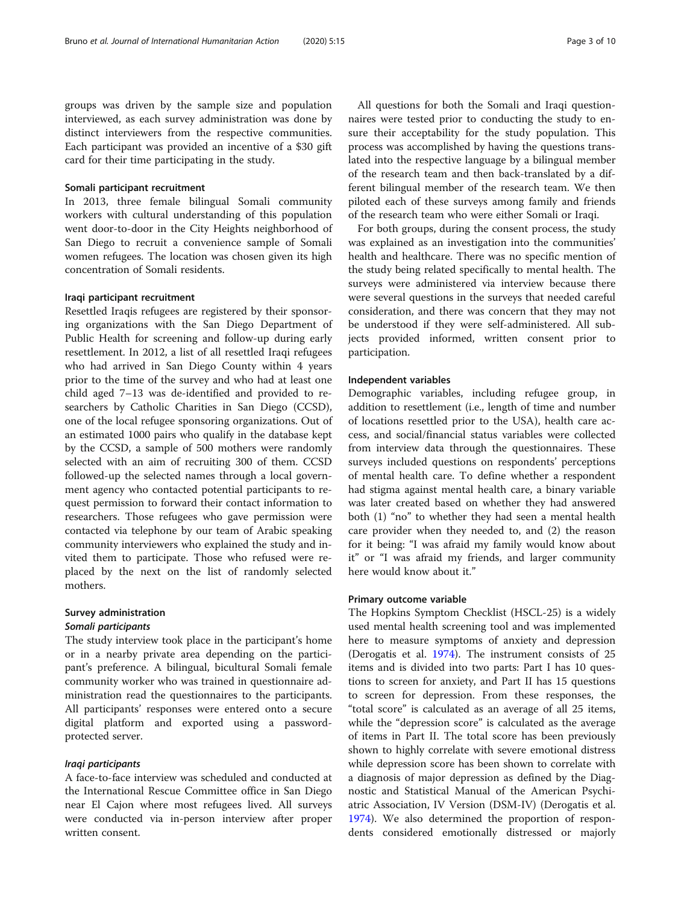groups was driven by the sample size and population interviewed, as each survey administration was done by distinct interviewers from the respective communities. Each participant was provided an incentive of a $30 gift card for their time participating in the study.

### Somali participant recruitment

In 2013, three female bilingual Somali community workers with cultural understanding of this population went door-to-door in the City Heights neighborhood of San Diego to recruit a convenience sample of Somali women refugees. The location was chosen given its high concentration of Somali residents.

### Iraqi participant recruitment

Resettled Iraqis refugees are registered by their sponsoring organizations with the San Diego Department of Public Health for screening and follow-up during early resettlement. In 2012, a list of all resettled Iraqi refugees who had arrived in San Diego County within 4 years prior to the time of the survey and who had at least one child aged 7–13 was de-identified and provided to researchers by Catholic Charities in San Diego (CCSD), one of the local refugee sponsoring organizations. Out of an estimated 1000 pairs who qualify in the database kept by the CCSD, a sample of 500 mothers were randomly selected with an aim of recruiting 300 of them. CCSD followed-up the selected names through a local government agency who contacted potential participants to request permission to forward their contact information to researchers. Those refugees who gave permission were contacted via telephone by our team of Arabic speaking community interviewers who explained the study and invited them to participate. Those who refused were replaced by the next on the list of randomly selected mothers.

### Survey administration

#### *Somali participants*

The study interview took place in the participant's home or in a nearby private area depending on the participant's preference. A bilingual, bicultural Somali female community worker who was trained in questionnaire administration read the questionnaires to the participants. All participants' responses were entered onto a secure digital platform and exported using a password-protected server.

#### *Iraqi participants*

A face-to-face interview was scheduled and conducted at the International Rescue Committee office in San Diego near El Cajon where most refugees lived. All surveys were conducted via in-person interview after proper written consent.

All questions for both the Somali and Iraqi questionnaires were tested prior to conducting the study to ensure their acceptability for the study population. This process was accomplished by having the questions translated into the respective language by a bilingual member of the research team and then back-translated by a different bilingual member of the research team. We then piloted each of these surveys among family and friends of the research team who were either Somali or Iraqi.

For both groups, during the consent process, the study was explained as an investigation into the communities' health and healthcare. There was no specific mention of the study being related specifically to mental health. The surveys were administered via interview because there were several questions in the surveys that needed careful consideration, and there was concern that they may not be understood if they were self-administered. All subjects provided informed, written consent prior to participation.

### Independent variables

Demographic variables, including refugee group, in addition to resettlement (i.e., length of time and number of locations resettled prior to the USA), health care access, and social/financial status variables were collected from interview data through the questionnaires. These surveys included questions on respondents' perceptions of mental health care. To define whether a respondent had stigma against mental health care, a binary variable was later created based on whether they had answered both (1) "no" to whether they had seen a mental health care provider when they needed to, and (2) the reason for it being: "I was afraid my family would know about it" or "I was afraid my friends, and larger community here would know about it."

### Primary outcome variable

The Hopkins Symptom Checklist (HSCL-25) is a widely used mental health screening tool and was implemented here to measure symptoms of anxiety and depression (Derogatis et al. 1974). The instrument consists of 25 items and is divided into two parts: Part I has 10 questions to screen for anxiety, and Part II has 15 questions to screen for depression. From these responses, the "total score" is calculated as an average of all 25 items, while the "depression score" is calculated as the average of items in Part II. The total score has been previously shown to highly correlate with severe emotional distress while depression score has been shown to correlate with a diagnosis of major depression as defined by the Diagnostic and Statistical Manual of the American Psychiatric Association, IV Version (DSM-IV) (Derogatis et al. 1974). We also determined the proportion of respondents considered emotionally distressed or majorly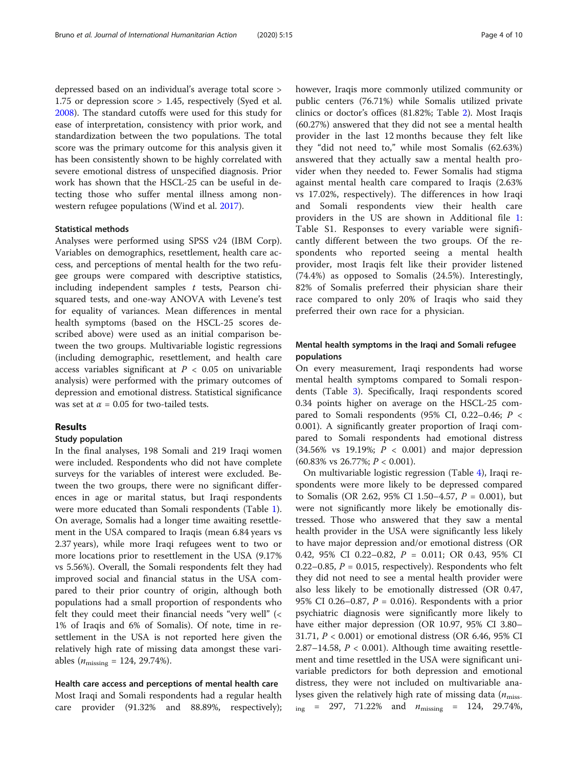depressed based on an individual's average total score > 1.75 or depression score > 1.45, respectively (Syed et al. 2008). The standard cutoffs were used for this study for ease of interpretation, consistency with prior work, and standardization between the two populations. The total score was the primary outcome for this analysis given it has been consistently shown to be highly correlated with severe emotional distress of unspecified diagnosis. Prior work has shown that the HSCL-25 can be useful in detecting those who suffer mental illness among non-western refugee populations (Wind et al. 2017).

### Statistical methods

Analyses were performed using SPSS v24 (IBM Corp). Variables on demographics, resettlement, health care access, and perceptions of mental health for the two refugee groups were compared with descriptive statistics, including independent samples *t* tests, Pearson chi-squared tests, and one-way ANOVA with Levene's test for equality of variances. Mean differences in mental health symptoms (based on the HSCL-25 scores described above) were used as an initial comparison between the two groups. Multivariable logistic regressions (including demographic, resettlement, and health care access variables significant at $P < 0.05$ on univariable analysis) were performed with the primary outcomes of depression and emotional distress. Statistical significance was set at $\alpha = 0.05$ for two-tailed tests.

## Results

### Study population

In the final analyses, 198 Somali and 219 Iraqi women were included. Respondents who did not have complete surveys for the variables of interest were excluded. Between the two groups, there were no significant differences in age or marital status, but Iraqi respondents were more educated than Somali respondents (Table 1). On average, Somalis had a longer time awaiting resettlement in the USA compared to Iraqis (mean 6.84 years vs 2.37 years), while more Iraqi refugees went to two or more locations prior to resettlement in the USA (9.17% vs 5.56%). Overall, the Somali respondents felt they had improved social and financial status in the USA compared to their prior country of origin, although both populations had a small proportion of respondents who felt they could meet their financial needs "very well" (< 1% of Iraqis and 6% of Somalis). Of note, time in resettlement in the USA is not reported here given the relatively high rate of missing data amongst these variables ($n_{\text{missing}}$ = 124, 29.74%).

### Health care access and perceptions of mental health care

Most Iraqi and Somali respondents had a regular health care provider (91.32% and 88.89%, respectively); however, Iraqis more commonly utilized community or public centers (76.71%) while Somalis utilized private clinics or doctor's offices (81.82%; Table 2). Most Iraqis (60.27%) answered that they did not see a mental health provider in the last 12 months because they felt like they "did not need to," while most Somalis (62.63%) answered that they actually saw a mental health provider when they needed to. Fewer Somalis had stigma against mental health care compared to Iraqis (2.63% vs 17.02%, respectively). The differences in how Iraqi and Somali respondents view their health care providers in the US are shown in Additional file 1: Table S1. Responses to every variable were significantly different between the two groups. Of the respondents who reported seeing a mental health provider, most Iraqis felt like their provider listened (74.4%) as opposed to Somalis (24.5%). Interestingly, 82% of Somalis preferred their physician share their race compared to only 20% of Iraqis who said they preferred their own race for a physician.

### Mental health symptoms in the Iraqi and Somali refugee populations

On every measurement, Iraqi respondents had worse mental health symptoms compared to Somali respondents (Table 3). Specifically, Iraqi respondents scored 0.34 points higher on average on the HSCL-25 compared to Somali respondents (95% CI, 0.22–0.46; $P < 0.001$). A significantly greater proportion of Iraqi compared to Somali respondents had emotional distress (34.56% vs 19.19%; $P < 0.001$) and major depression (60.83% vs 26.77%; $P < 0.001$).

On multivariable logistic regression (Table 4), Iraqi respondents were more likely to be depressed compared to Somalis (OR 2.62, 95% CI 1.50–4.57, $P = 0.001$), but were not significantly more likely be emotionally distressed. Those who answered that they saw a mental health provider in the USA were significantly less likely to have major depression and/or emotional distress (OR 0.42, 95% CI 0.22–0.82, $P = 0.011$; OR 0.43, 95% CI 0.22–0.85, $P = 0.015$, respectively). Respondents who felt they did not need to see a mental health provider were also less likely to be emotionally distressed (OR 0.47, 95% CI 0.26–0.87, $P = 0.016$). Respondents with a prior psychiatric diagnosis were significantly more likely to have either major depression (OR 10.97, 95% CI 3.80–31.71, $P < 0.001$) or emotional distress (OR 6.46, 95% CI 2.87–14.58, $P < 0.001$). Although time awaiting resettlement and time resettled in the USA were significant univariable predictors for both depression and emotional distress, they were not included on multivariable analyses given the relatively high rate of missing data ($n_{\text{missing}}$ = 297, 71.22% and $n_{\text{missing}}$ = 124, 29.74%,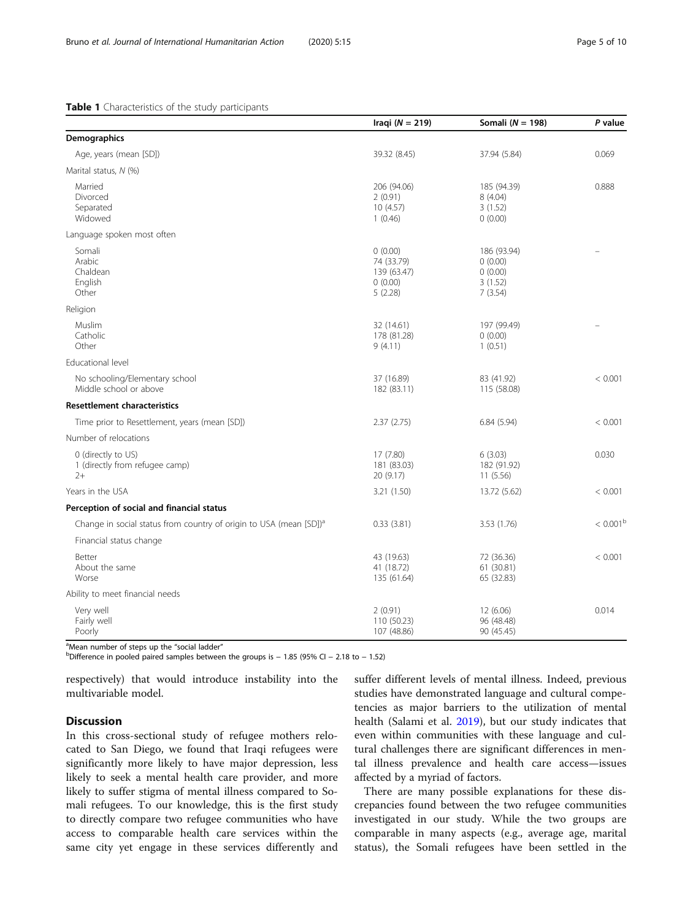**Table 1** Characteristics of the study participants

| | Iraqi (*N* = 219) | Somali (*N* = 198) | *P* value |
|---|---|---|---|
| **Demographics** | | | |
| Age, years (mean [SD]) | 39.32 (8.45) | 37.94 (5.84) | 0.069 |
| Marital status, *N* (%) | | | |
| Married | 206 (94.06) | 185 (94.39) | 0.888 |
| Divorced | 2 (0.91) | 8 (4.04) | |
| Separated | 10 (4.57) | 3 (1.52) | |
| Widowed | 1 (0.46) | 0 (0.00) | |
| Language spoken most often | | | |
| Somali | 0 (0.00) | 186 (93.94) | – |
| Arabic | 74 (33.79) | 0 (0.00) | |
| Chaldean | 139 (63.47) | 0 (0.00) | |
| English | 0 (0.00) | 3 (1.52) | |
| Other | 5 (2.28) | 7 (3.54) | |
| Religion | | | |
| Muslim | 32 (14.61) | 197 (99.49) | – |
| Catholic | 178 (81.28) | 0 (0.00) | |
| Other | 9 (4.11) | 1 (0.51) | |
| Educational level | | | |
| No schooling/Elementary school | 37 (16.89) | 83 (41.92) | < 0.001 |
| Middle school or above | 182 (83.11) | 115 (58.08) | |
| **Resettlement characteristics** | | | |
| Time prior to Resettlement, years (mean [SD]) | 2.37 (2.75) | 6.84 (5.94) | < 0.001 |
| Number of relocations | | | |
| 0 (directly to US) | 17 (7.80) | 6 (3.03) | 0.030 |
| 1 (directly from refugee camp) | 181 (83.03) | 182 (91.92) | |
| 2+ | 20 (9.17) | 11 (5.56) | |
| Years in the USA | 3.21 (1.50) | 13.72 (5.62) | < 0.001 |
| **Perception of social and financial status** | | | |
| Change in social status from country of origin to USA (mean [SD])[a] | 0.33 (3.81) | 3.53 (1.76) | < 0.001[b] |
| Financial status change | | | |
| Better | 43 (19.63) | 72 (36.36) | < 0.001 |
| About the same | 41 (18.72) | 61 (30.81) | |
| Worse | 135 (61.64) | 65 (32.83) | |
| Ability to meet financial needs | | | |
| Very well | 2 (0.91) | 12 (6.06) | 0.014 |
| Fairly well | 110 (50.23) | 96 (48.48) | |
| Poorly | 107 (48.86) | 90 (45.45) | |

[a]Mean number of steps up the "social ladder"
[b]Difference in pooled paired samples between the groups is − 1.85 (95% CI − 2.18 to − 1.52)

respectively) that would introduce instability into the multivariable model.

## Discussion

In this cross-sectional study of refugee mothers relocated to San Diego, we found that Iraqi refugees were significantly more likely to have major depression, less likely to seek a mental health care provider, and more likely to suffer stigma of mental illness compared to Somali refugees. To our knowledge, this is the first study to directly compare two refugee communities who have access to comparable health care services within the same city yet engage in these services differently and suffer different levels of mental illness. Indeed, previous studies have demonstrated language and cultural competencies as major barriers to the utilization of mental health (Salami et al. 2019), but our study indicates that even within communities with these language and cultural challenges there are significant differences in mental illness prevalence and health care access—issues affected by a myriad of factors.

There are many possible explanations for these discrepancies found between the two refugee communities investigated in our study. While the two groups are comparable in many aspects (e.g., average age, marital status), the Somali refugees have been settled in the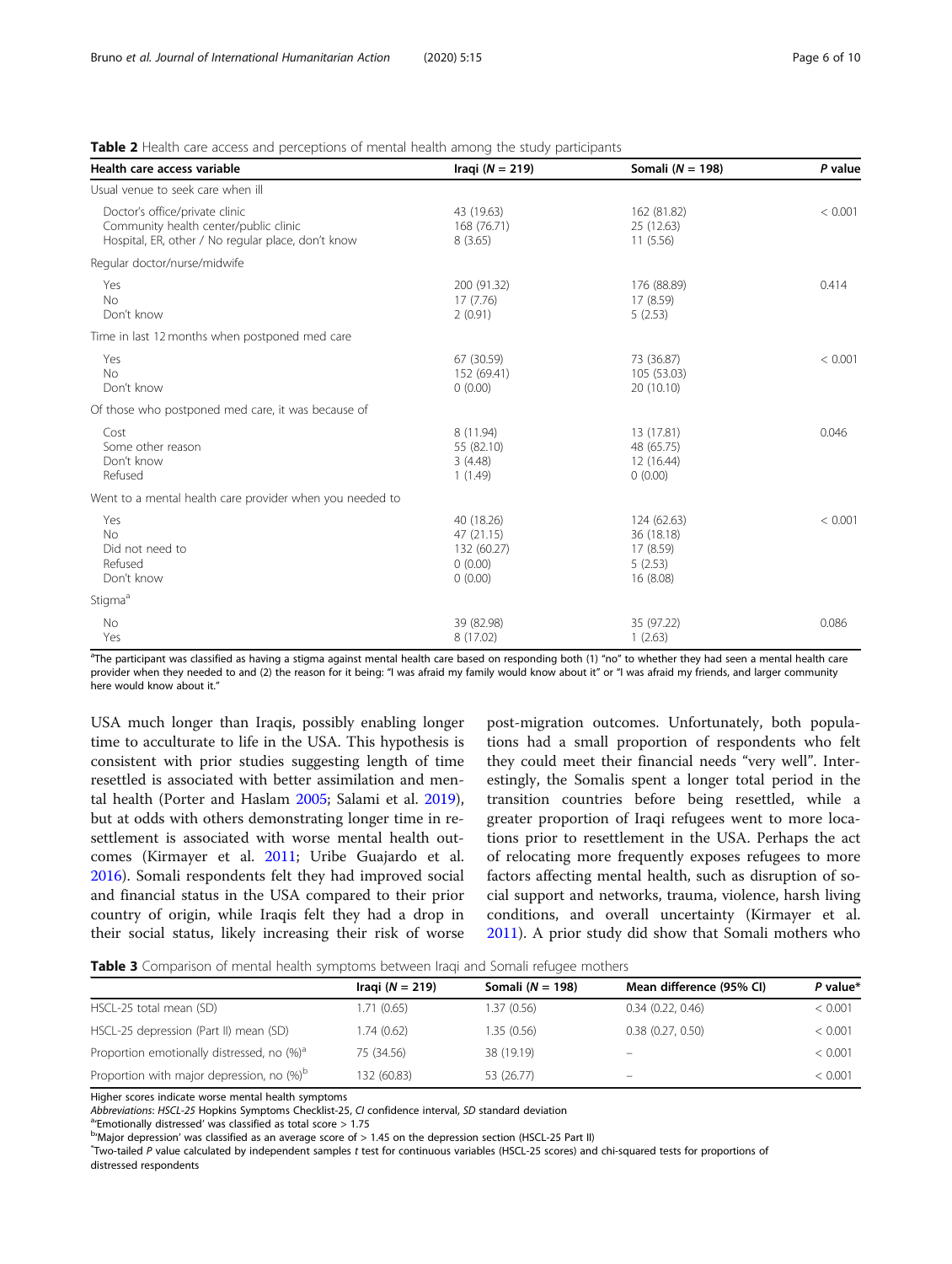**Table 2** Health care access and perceptions of mental health among the study participants

| Health care access variable | Iraqi (*N* = 219) | Somali (*N* = 198) | *P* value |
|---|---|---|---|
| Usual venue to seek care when ill | | | |
| Doctor's office/private clinic | 43 (19.63) | 162 (81.82) | < 0.001 |
| Community health center/public clinic | 168 (76.71) | 25 (12.63) | |
| Hospital, ER, other / No regular place, don't know | 8 (3.65) | 11 (5.56) | |
| Regular doctor/nurse/midwife | | | |
| Yes | 200 (91.32) | 176 (88.89) | 0.414 |
| No | 17 (7.76) | 17 (8.59) | |
| Don't know | 2 (0.91) | 5 (2.53) | |
| Time in last 12 months when postponed med care | | | |
| Yes | 67 (30.59) | 73 (36.87) | < 0.001 |
| No | 152 (69.41) | 105 (53.03) | |
| Don't know | 0 (0.00) | 20 (10.10) | |
| Of those who postponed med care, it was because of | | | |
| Cost | 8 (11.94) | 13 (17.81) | 0.046 |
| Some other reason | 55 (82.10) | 48 (65.75) | |
| Don't know | 3 (4.48) | 12 (16.44) | |
| Refused | 1 (1.49) | 0 (0.00) | |
| Went to a mental health care provider when you needed to | | | |
| Yes | 40 (18.26) | 124 (62.63) | < 0.001 |
| No | 47 (21.15) | 36 (18.18) | |
| Did not need to | 132 (60.27) | 17 (8.59) | |
| Refused | 0 (0.00) | 5 (2.53) | |
| Don't know | 0 (0.00) | 16 (8.08) | |
| Stigma[a] | | | |
| No | 39 (82.98) | 35 (97.22) | 0.086 |
| Yes | 8 (17.02) | 1 (2.63) | |

[a]The participant was classified as having a stigma against mental health care based on responding both (1) "no" to whether they had seen a mental health care provider when they needed to and (2) the reason for it being: "I was afraid my family would know about it" or "I was afraid my friends, and larger community here would know about it."

USA much longer than Iraqis, possibly enabling longer time to acculturate to life in the USA. This hypothesis is consistent with prior studies suggesting length of time resettled is associated with better assimilation and mental health (Porter and Haslam 2005; Salami et al. 2019), but at odds with others demonstrating longer time in resettlement is associated with worse mental health outcomes (Kirmayer et al. 2011; Uribe Guajardo et al. 2016). Somali respondents felt they had improved social and financial status in the USA compared to their prior country of origin, while Iraqis felt they had a drop in their social status, likely increasing their risk of worse post-migration outcomes. Unfortunately, both populations had a small proportion of respondents who felt they could meet their financial needs "very well". Interestingly, the Somalis spent a longer total period in the transition countries before being resettled, while a greater proportion of Iraqi refugees went to more locations prior to resettlement in the USA. Perhaps the act of relocating more frequently exposes refugees to more factors affecting mental health, such as disruption of social support and networks, trauma, violence, harsh living conditions, and overall uncertainty (Kirmayer et al. 2011). A prior study did show that Somali mothers who

**Table 3** Comparison of mental health symptoms between Iraqi and Somali refugee mothers

| | Iraqi (*N* = 219) | Somali (*N* = 198) | Mean difference (95% CI) | *P* value* |
|---|---|---|---|---|
| HSCL-25 total mean (SD) | 1.71 (0.65) | 1.37 (0.56) | 0.34 (0.22, 0.46) | < 0.001 |
| HSCL-25 depression (Part II) mean (SD) | 1.74 (0.62) | 1.35 (0.56) | 0.38 (0.27, 0.50) | < 0.001 |
| Proportion emotionally distressed, no (%)[a] | 75 (34.56) | 38 (19.19) | – | < 0.001 |
| Proportion with major depression, no (%)[b] | 132 (60.83) | 53 (26.77) | – | < 0.001 |

Higher scores indicate worse mental health symptoms

*Abbreviations*: *HSCL-25* Hopkins Symptoms Checklist-25, *CI* confidence interval, *SD* standard deviation

[a]'Emotionally distressed' was classified as total score > 1.75

[b]'Major depression' was classified as an average score of > 1.45 on the depression section (HSCL-25 Part II)

*Two-tailed *P* value calculated by independent samples *t* test for continuous variables (HSCL-25 scores) and chi-squared tests for proportions of distressed respondents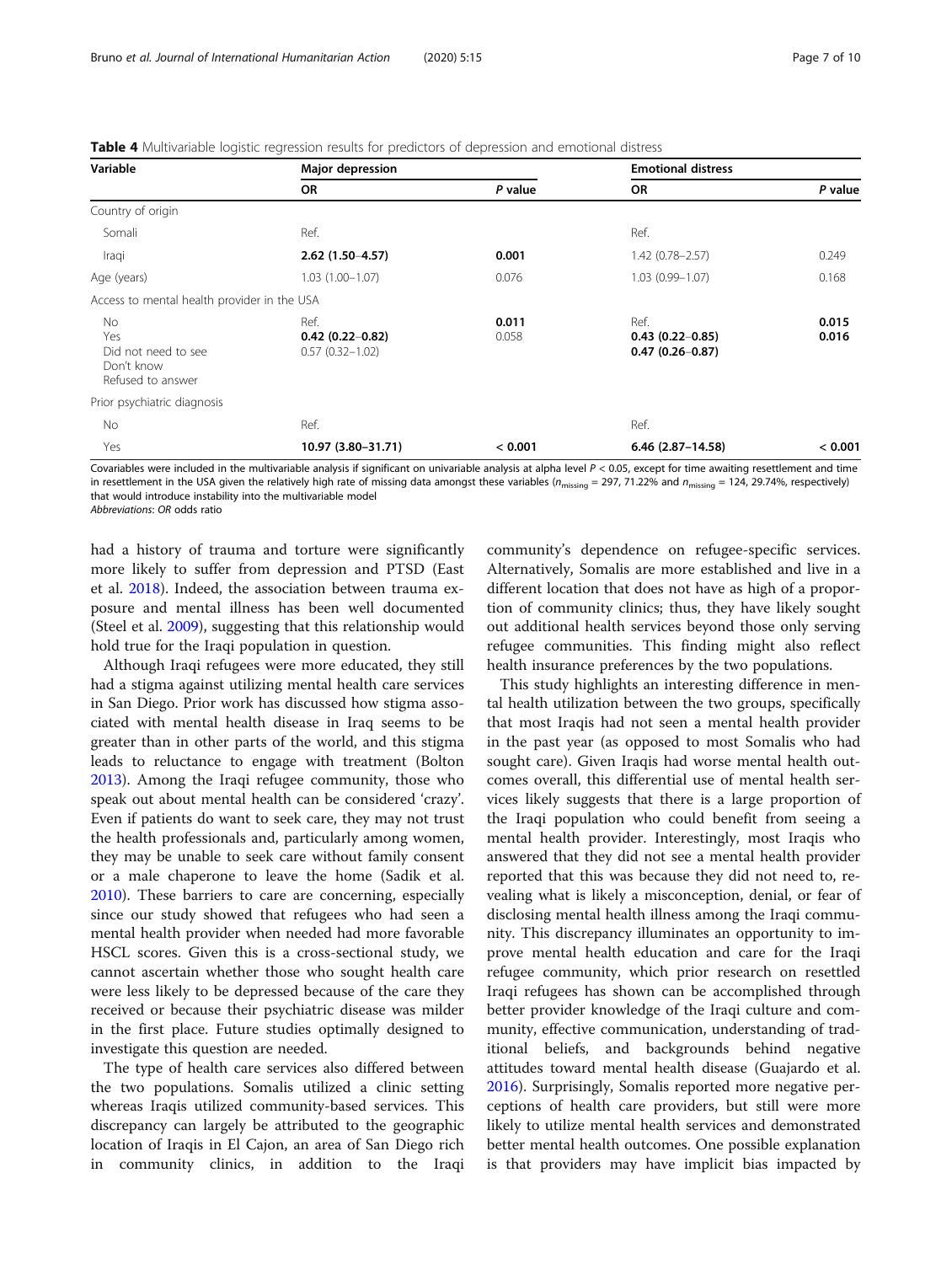**Table 4** Multivariable logistic regression results for predictors of depression and emotional distress

| Variable | Major depression | | Emotional distress | |
|---|---|---|---|---|
| | OR | *P* value | OR | *P* value |
| Country of origin | | | | |
| Somali | Ref. | | Ref. | |
| Iraqi | **2.62 (1.50–4.57)** | **0.001** | 1.42 (0.78–2.57) | 0.249 |
| Age (years) | 1.03 (1.00–1.07) | 0.076 | 1.03 (0.99–1.07) | 0.168 |
| Access to mental health provider in the USA | | | | |
| No | Ref. | | Ref. | |
| Yes | **0.42 (0.22–0.82)** | **0.011** | **0.43 (0.22–0.85)** | **0.015** |
| Did not need to see | 0.57 (0.32–1.02) | 0.058 | **0.47 (0.26–0.87)** | **0.016** |
| Don't know | | | | |
| Refused to answer | | | | |
| Prior psychiatric diagnosis | | | | |
| No | Ref. | | Ref. | |
| Yes | **10.97 (3.80–31.71)** | **< 0.001** | **6.46 (2.87–14.58)** | **< 0.001** |

Covariables were included in the multivariable analysis if significant on univariable analysis at alpha level $P < 0.05$, except for time awaiting resettlement and time in resettlement in the USA given the relatively high rate of missing data amongst these variables ($n_{missing} = 297$, 71.22% and $n_{missing} = 124$, 29.74%, respectively) that would introduce instability into the multivariable model

*Abbreviations*: *OR* odds ratio

had a history of trauma and torture were significantly more likely to suffer from depression and PTSD (East et al. 2018). Indeed, the association between trauma exposure and mental illness has been well documented (Steel et al. 2009), suggesting that this relationship would hold true for the Iraqi population in question.

Although Iraqi refugees were more educated, they still had a stigma against utilizing mental health care services in San Diego. Prior work has discussed how stigma associated with mental health disease in Iraq seems to be greater than in other parts of the world, and this stigma leads to reluctance to engage with treatment (Bolton 2013). Among the Iraqi refugee community, those who speak out about mental health can be considered 'crazy'. Even if patients do want to seek care, they may not trust the health professionals and, particularly among women, they may be unable to seek care without family consent or a male chaperone to leave the home (Sadik et al. 2010). These barriers to care are concerning, especially since our study showed that refugees who had seen a mental health provider when needed had more favorable HSCL scores. Given this is a cross-sectional study, we cannot ascertain whether those who sought health care were less likely to be depressed because of the care they received or because their psychiatric disease was milder in the first place. Future studies optimally designed to investigate this question are needed.

The type of health care services also differed between the two populations. Somalis utilized a clinic setting whereas Iraqis utilized community-based services. This discrepancy can largely be attributed to the geographic location of Iraqis in El Cajon, an area of San Diego rich in community clinics, in addition to the Iraqi community's dependence on refugee-specific services. Alternatively, Somalis are more established and live in a different location that does not have as high of a proportion of community clinics; thus, they have likely sought out additional health services beyond those only serving refugee communities. This finding might also reflect health insurance preferences by the two populations.

This study highlights an interesting difference in mental health utilization between the two groups, specifically that most Iraqis had not seen a mental health provider in the past year (as opposed to most Somalis who had sought care). Given Iraqis had worse mental health outcomes overall, this differential use of mental health services likely suggests that there is a large proportion of the Iraqi population who could benefit from seeing a mental health provider. Interestingly, most Iraqis who answered that they did not see a mental health provider reported that this was because they did not need to, revealing what is likely a misconception, denial, or fear of disclosing mental health illness among the Iraqi community. This discrepancy illuminates an opportunity to improve mental health education and care for the Iraqi refugee community, which prior research on resettled Iraqi refugees has shown can be accomplished through better provider knowledge of the Iraqi culture and community, effective communication, understanding of traditional beliefs, and backgrounds behind negative attitudes toward mental health disease (Guajardo et al. 2016). Surprisingly, Somalis reported more negative perceptions of health care providers, but still were more likely to utilize mental health services and demonstrated better mental health outcomes. One possible explanation is that providers may have implicit bias impacted by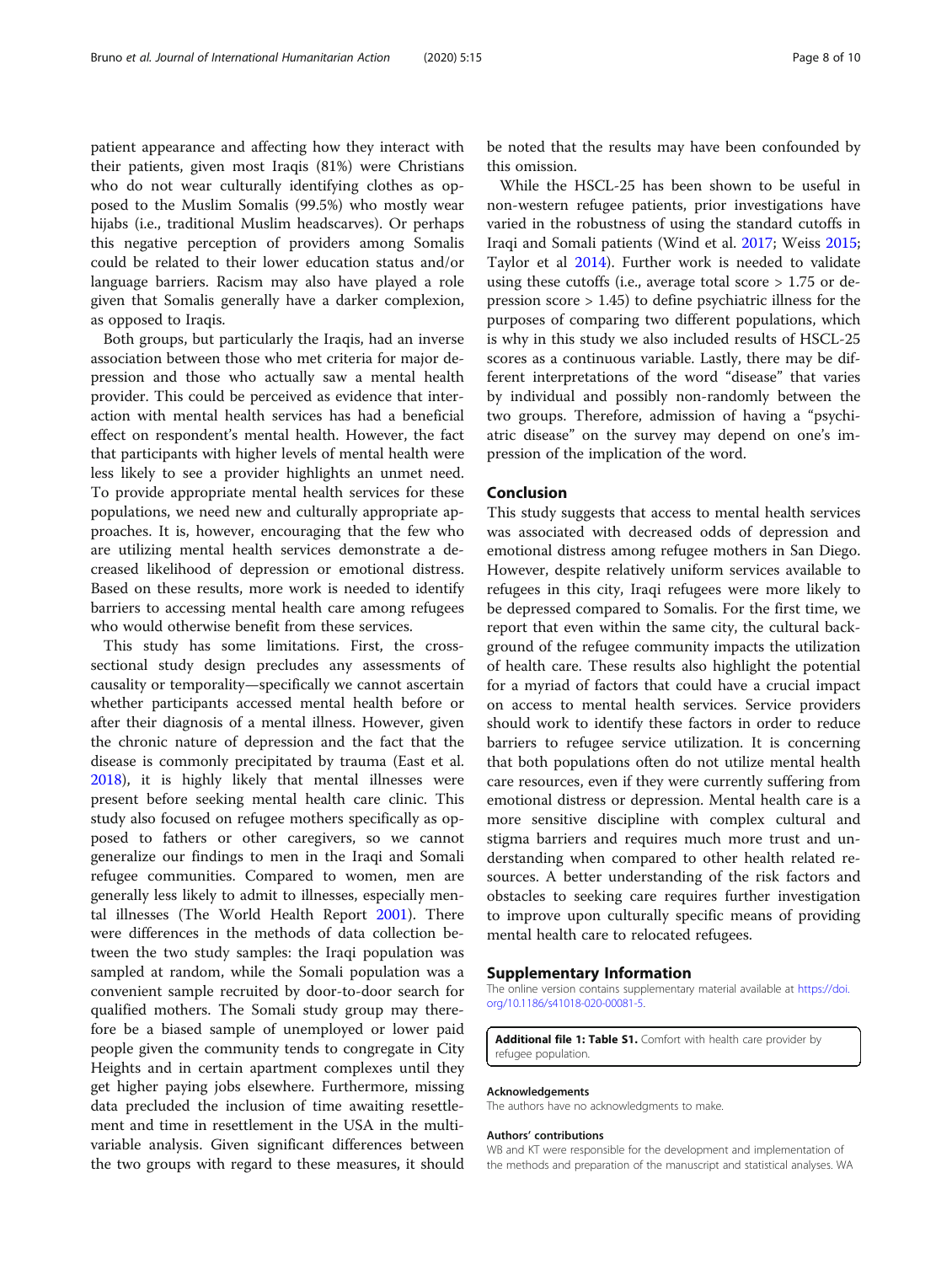patient appearance and affecting how they interact with their patients, given most Iraqis (81%) were Christians who do not wear culturally identifying clothes as opposed to the Muslim Somalis (99.5%) who mostly wear hijabs (i.e., traditional Muslim headscarves). Or perhaps this negative perception of providers among Somalis could be related to their lower education status and/or language barriers. Racism may also have played a role given that Somalis generally have a darker complexion, as opposed to Iraqis.

Both groups, but particularly the Iraqis, had an inverse association between those who met criteria for major depression and those who actually saw a mental health provider. This could be perceived as evidence that interaction with mental health services has had a beneficial effect on respondent's mental health. However, the fact that participants with higher levels of mental health were less likely to see a provider highlights an unmet need. To provide appropriate mental health services for these populations, we need new and culturally appropriate approaches. It is, however, encouraging that the few who are utilizing mental health services demonstrate a decreased likelihood of depression or emotional distress. Based on these results, more work is needed to identify barriers to accessing mental health care among refugees who would otherwise benefit from these services.

This study has some limitations. First, the cross-sectional study design precludes any assessments of causality or temporality—specifically we cannot ascertain whether participants accessed mental health before or after their diagnosis of a mental illness. However, given the chronic nature of depression and the fact that the disease is commonly precipitated by trauma (East et al. 2018), it is highly likely that mental illnesses were present before seeking mental health care clinic. This study also focused on refugee mothers specifically as opposed to fathers or other caregivers, so we cannot generalize our findings to men in the Iraqi and Somali refugee communities. Compared to women, men are generally less likely to admit to illnesses, especially mental illnesses (The World Health Report 2001). There were differences in the methods of data collection between the two study samples: the Iraqi population was sampled at random, while the Somali population was a convenient sample recruited by door-to-door search for qualified mothers. The Somali study group may therefore be a biased sample of unemployed or lower paid people given the community tends to congregate in City Heights and in certain apartment complexes until they get higher paying jobs elsewhere. Furthermore, missing data precluded the inclusion of time awaiting resettlement and time in resettlement in the USA in the multivariable analysis. Given significant differences between the two groups with regard to these measures, it should be noted that the results may have been confounded by this omission.

While the HSCL-25 has been shown to be useful in non-western refugee patients, prior investigations have varied in the robustness of using the standard cutoffs in Iraqi and Somali patients (Wind et al. 2017; Weiss 2015; Taylor et al 2014). Further work is needed to validate using these cutoffs (i.e., average total score > 1.75 or depression score > 1.45) to define psychiatric illness for the purposes of comparing two different populations, which is why in this study we also included results of HSCL-25 scores as a continuous variable. Lastly, there may be different interpretations of the word "disease" that varies by individual and possibly non-randomly between the two groups. Therefore, admission of having a "psychiatric disease" on the survey may depend on one's impression of the implication of the word.

## Conclusion

This study suggests that access to mental health services was associated with decreased odds of depression and emotional distress among refugee mothers in San Diego. However, despite relatively uniform services available to refugees in this city, Iraqi refugees were more likely to be depressed compared to Somalis. For the first time, we report that even within the same city, the cultural background of the refugee community impacts the utilization of health care. These results also highlight the potential for a myriad of factors that could have a crucial impact on access to mental health services. Service providers should work to identify these factors in order to reduce barriers to refugee service utilization. It is concerning that both populations often do not utilize mental health care resources, even if they were currently suffering from emotional distress or depression. Mental health care is a more sensitive discipline with complex cultural and stigma barriers and requires much more trust and understanding when compared to other health related resources. A better understanding of the risk factors and obstacles to seeking care requires further investigation to improve upon culturally specific means of providing mental health care to relocated refugees.

## Supplementary Information

The online version contains supplementary material available at https://doi.org/10.1186/s41018-020-00081-5.

**Additional file 1: Table S1.** Comfort with health care provider by refugee population.

### Acknowledgements

The authors have no acknowledgments to make.

### Authors' contributions

WB and KT were responsible for the development and implementation of the methods and preparation of the manuscript and statistical analyses. WA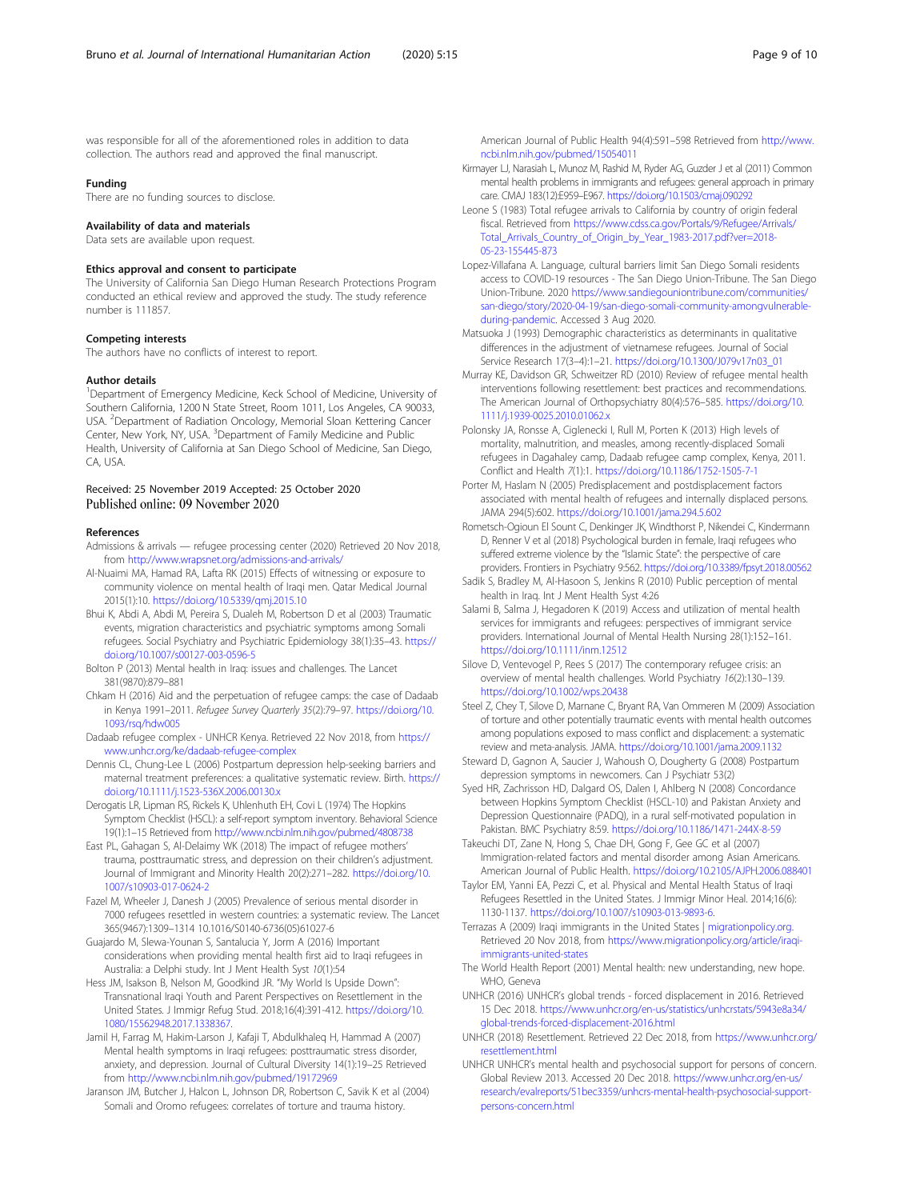was responsible for all of the aforementioned roles in addition to data collection. The authors read and approved the final manuscript.

### Funding

There are no funding sources to disclose.

### Availability of data and materials

Data sets are available upon request.

### Ethics approval and consent to participate

The University of California San Diego Human Research Protections Program conducted an ethical review and approved the study. The study reference number is 111857.

### Competing interests

The authors have no conflicts of interest to report.

### Author details

[1]Department of Emergency Medicine, Keck School of Medicine, University of Southern California, 1200 N State Street, Room 1011, Los Angeles, CA 90033, USA. [2]Department of Radiation Oncology, Memorial Sloan Kettering Cancer Center, New York, NY, USA. [3]Department of Family Medicine and Public Health, University of California at San Diego School of Medicine, San Diego, CA, USA.

Received: 25 November 2019 Accepted: 25 October 2020
Published online: 09 November 2020

### References

Admissions & arrivals — refugee processing center (2020) Retrieved 20 Nov 2018, from http://www.wrapsnet.org/admissions-and-arrivals/

Al-Nuaimi MA, Hamad RA, Lafta RK (2015) Effects of witnessing or exposure to community violence on mental health of Iraqi men. Qatar Medical Journal 2015(1):10. https://doi.org/10.5339/qmj.2015.10

Bhui K, Abdi A, Abdi M, Pereira S, Dualeh M, Robertson D et al (2003) Traumatic events, migration characteristics and psychiatric symptoms among Somali refugees. Social Psychiatry and Psychiatric Epidemiology 38(1):35–43. https://doi.org/10.1007/s00127-003-0596-5

Bolton P (2013) Mental health in Iraq: issues and challenges. The Lancet 381(9870):879–881

Chkam H (2016) Aid and the perpetuation of refugee camps: the case of Dadaab in Kenya 1991–2011. *Refugee Survey Quarterly 35*(2):79–97. https://doi.org/10.1093/rsq/hdw005

Dadaab refugee complex - UNHCR Kenya. Retrieved 22 Nov 2018, from https://www.unhcr.org/ke/dadaab-refugee-complex

Dennis CL, Chung-Lee L (2006) Postpartum depression help-seeking barriers and maternal treatment preferences: a qualitative systematic review. Birth. https://doi.org/10.1111/j.1523-536X.2006.00130.x

Derogatis LR, Lipman RS, Rickels K, Uhlenhuth EH, Covi L (1974) The Hopkins Symptom Checklist (HSCL): a self-report symptom inventory. Behavioral Science 19(1):1–15 Retrieved from http://www.ncbi.nlm.nih.gov/pubmed/4808738

East PL, Gahagan S, Al-Delaimy WK (2018) The impact of refugee mothers' trauma, posttraumatic stress, and depression on their children's adjustment. Journal of Immigrant and Minority Health 20(2):271–282. https://doi.org/10.1007/s10903-017-0624-2

Fazel M, Wheeler J, Danesh J (2005) Prevalence of serious mental disorder in 7000 refugees resettled in western countries: a systematic review. The Lancet 365(9467):1309–1314 10.1016/S0140-6736(05)61027-6

Guajardo M, Slewa-Younan S, Santalucia Y, Jorm A (2016) Important considerations when providing mental health first aid to Iraqi refugees in Australia: a Delphi study. Int J Ment Health Syst *10*(1):54

Hess JM, Isakson B, Nelson M, Goodkind JR. "My World Is Upside Down": Transnational Iraqi Youth and Parent Perspectives on Resettlement in the United States. J Immigr Refug Stud. 2018;16(4):391-412. https://doi.org/10.1080/15562948.2017.1338367.

Jamil H, Farrag M, Hakim-Larson J, Kafaji T, Abdulkhaleq H, Hammad A (2007) Mental health symptoms in Iraqi refugees: posttraumatic stress disorder, anxiety, and depression. Journal of Cultural Diversity 14(1):19–25 Retrieved from http://www.ncbi.nlm.nih.gov/pubmed/19172969

Jaranson JM, Butcher J, Halcon L, Johnson DR, Robertson C, Savik K et al (2004) Somali and Oromo refugees: correlates of torture and trauma history. American Journal of Public Health 94(4):591–598 Retrieved from http://www.ncbi.nlm.nih.gov/pubmed/15054011

Kirmayer LJ, Narasiah L, Munoz M, Rashid M, Ryder AG, Guzder J et al (2011) Common mental health problems in immigrants and refugees: general approach in primary care. CMAJ 183(12):E959–E967. https://doi.org/10.1503/cmaj.090292

Leone S (1983) Total refugee arrivals to California by country of origin federal fiscal. Retrieved from https://www.cdss.ca.gov/Portals/9/Refugee/Arrivals/Total_Arrivals_Country_of_Origin_by_Year_1983-2017.pdf?ver=2018-05-23-155445-873

Lopez-Villafana A. Language, cultural barriers limit San Diego Somali residents access to COVID-19 resources - The San Diego Union-Tribune. The San Diego Union-Tribune. 2020 https://www.sandiegouniontribune.com/communities/san-diego/story/2020-04-19/san-diego-somali-community-amongvulnerable-during-pandemic. Accessed 3 Aug 2020.

Matsuoka J (1993) Demographic characteristics as determinants in qualitative differences in the adjustment of vietnamese refugees. Journal of Social Service Research 17(3–4):1–21. https://doi.org/10.1300/J079v17n03_01

Murray KE, Davidson GR, Schweitzer RD (2010) Review of refugee mental health interventions following resettlement: best practices and recommendations. The American Journal of Orthopsychiatry 80(4):576–585. https://doi.org/10.1111/j.1939-0025.2010.01062.x

Polonsky JA, Ronsse A, Ciglenecki I, Rull M, Porten K (2013) High levels of mortality, malnutrition, and measles, among recently-displaced Somali refugees in Dagahaley camp, Dadaab refugee camp complex, Kenya, 2011. Conflict and Health *7*(1):1. https://doi.org/10.1186/1752-1505-7-1

Porter M, Haslam N (2005) Predisplacement and postdisplacement factors associated with mental health of refugees and internally displaced persons. JAMA 294(5):602. https://doi.org/10.1001/jama.294.5.602

Rometsch-Ogioun El Sount C, Denkinger JK, Windthorst P, Nikendei C, Kindermann D, Renner V et al (2018) Psychological burden in female, Iraqi refugees who suffered extreme violence by the "Islamic State": the perspective of care providers. Frontiers in Psychiatry 9:562. https://doi.org/10.3389/fpsyt.2018.00562

Sadik S, Bradley M, Al-Hasoon S, Jenkins R (2010) Public perception of mental health in Iraq. Int J Ment Health Syst 4:26

Salami B, Salma J, Hegadoren K (2019) Access and utilization of mental health services for immigrants and refugees: perspectives of immigrant service providers. International Journal of Mental Health Nursing 28(1):152–161. https://doi.org/10.1111/inm.12512

Silove D, Ventevogel P, Rees S (2017) The contemporary refugee crisis: an overview of mental health challenges. World Psychiatry *16*(2):130–139. https://doi.org/10.1002/wps.20438

Steel Z, Chey T, Silove D, Marnane C, Bryant RA, Van Ommeren M (2009) Association of torture and other potentially traumatic events with mental health outcomes among populations exposed to mass conflict and displacement: a systematic review and meta-analysis. JAMA. https://doi.org/10.1001/jama.2009.1132

Steward D, Gagnon A, Saucier J, Wahoush O, Dougherty G (2008) Postpartum depression symptoms in newcomers. Can J Psychiatr 53(2)

Syed HR, Zachrisson HD, Dalgard OS, Dalen I, Ahlberg N (2008) Concordance between Hopkins Symptom Checklist (HSCL-10) and Pakistan Anxiety and Depression Questionnaire (PADQ), in a rural self-motivated population in Pakistan. BMC Psychiatry 8:59. https://doi.org/10.1186/1471-244X-8-59

Takeuchi DT, Zane N, Hong S, Chae DH, Gong F, Gee GC et al (2007) Immigration-related factors and mental disorder among Asian Americans. American Journal of Public Health. https://doi.org/10.2105/AJPH.2006.088401

Taylor EM, Yanni EA, Pezzi C, et al. Physical and Mental Health Status of Iraqi Refugees Resettled in the United States. J Immigr Minor Heal. 2014;16(6):1130-1137. https://doi.org/10.1007/s10903-013-9893-6.

Terrazas A (2009) Iraqi immigrants in the United States | migrationpolicy.org. Retrieved 20 Nov 2018, from https://www.migrationpolicy.org/article/iraqi-immigrants-united-states

The World Health Report (2001) Mental health: new understanding, new hope. WHO, Geneva

UNHCR (2016) UNHCR's global trends - forced displacement in 2016. Retrieved 15 Dec 2018. https://www.unhcr.org/en-us/statistics/unhcrstats/5943e8a34/global-trends-forced-displacement-2016.html

UNHCR (2018) Resettlement. Retrieved 22 Dec 2018, from https://www.unhcr.org/resettlement.html

UNHCR UNHCR's mental health and psychosocial support for persons of concern. Global Review 2013. Accessed 20 Dec 2018. https://www.unhcr.org/en-us/research/evalreports/51bec3359/unhcrs-mental-health-psychosocial-support-persons-concern.html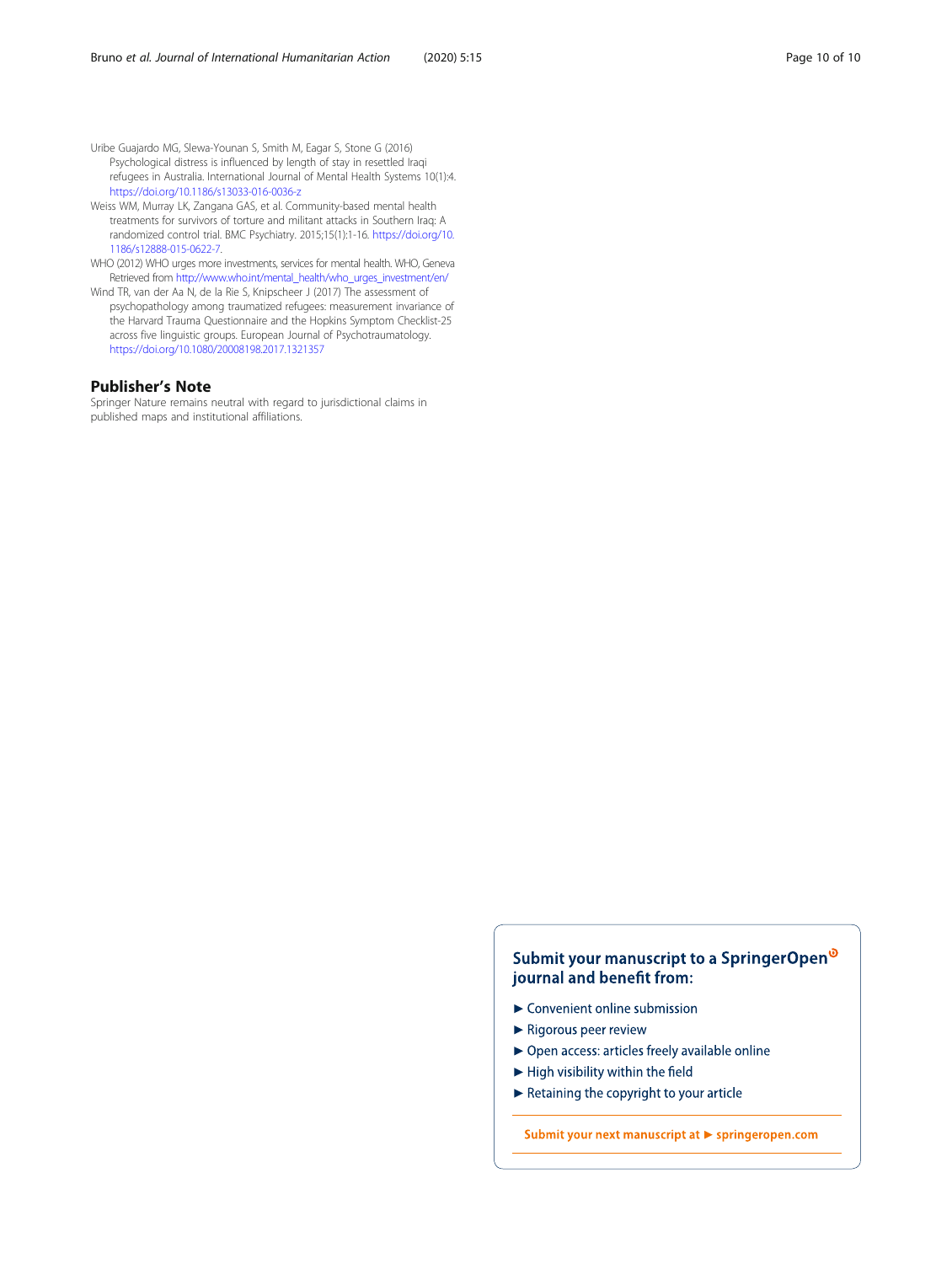Uribe Guajardo MG, Slewa-Younan S, Smith M, Eagar S, Stone G (2016) Psychological distress is influenced by length of stay in resettled Iraqi refugees in Australia. International Journal of Mental Health Systems 10(1):4. https://doi.org/10.1186/s13033-016-0036-z

Weiss WM, Murray LK, Zangana GAS, et al. Community-based mental health treatments for survivors of torture and militant attacks in Southern Iraq: A randomized control trial. BMC Psychiatry. 2015;15(1):1-16. https://doi.org/10.1186/s12888-015-0622-7.

WHO (2012) WHO urges more investments, services for mental health. WHO, Geneva Retrieved from http://www.who.int/mental_health/who_urges_investment/en/

Wind TR, van der Aa N, de la Rie S, Knipscheer J (2017) The assessment of psychopathology among traumatized refugees: measurement invariance of the Harvard Trauma Questionnaire and the Hopkins Symptom Checklist-25 across five linguistic groups. European Journal of Psychotraumatology. https://doi.org/10.1080/20008198.2017.1321357

## Publisher's Note

Springer Nature remains neutral with regard to jurisdictional claims in published maps and institutional affiliations.

**Submit your manuscript to a SpringerOpen journal and benefit from:**

- ► Convenient online submission
- ► Rigorous peer review
- ► Open access: articles freely available online
- ► High visibility within the field
- ► Retaining the copyright to your article

**Submit your next manuscript at ► springeropen.com**